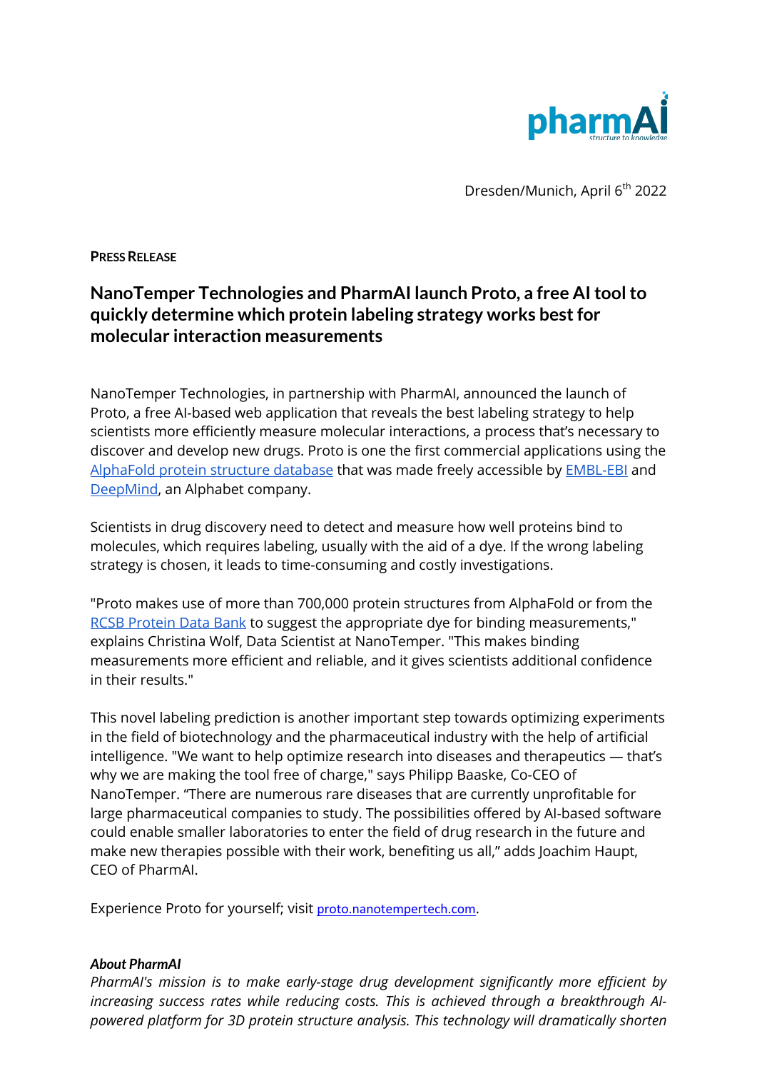pharmAI
structure to knowledge

Dresden/Munich, April 6th 2022

**PRESS RELEASE**

## NanoTemper Technologies and PharmAI launch Proto, a free AI tool to quickly determine which protein labeling strategy works best for molecular interaction measurements

NanoTemper Technologies, in partnership with PharmAI, announced the launch of Proto, a free AI-based web application that reveals the best labeling strategy to help scientists more efficiently measure molecular interactions, a process that's necessary to discover and develop new drugs. Proto is one the first commercial applications using the AlphaFold protein structure database that was made freely accessible by EMBL-EBI and DeepMind, an Alphabet company.

Scientists in drug discovery need to detect and measure how well proteins bind to molecules, which requires labeling, usually with the aid of a dye. If the wrong labeling strategy is chosen, it leads to time-consuming and costly investigations.

"Proto makes use of more than 700,000 protein structures from AlphaFold or from the RCSB Protein Data Bank to suggest the appropriate dye for binding measurements," explains Christina Wolf, Data Scientist at NanoTemper. "This makes binding measurements more efficient and reliable, and it gives scientists additional confidence in their results."

This novel labeling prediction is another important step towards optimizing experiments in the field of biotechnology and the pharmaceutical industry with the help of artificial intelligence. "We want to help optimize research into diseases and therapeutics — that's why we are making the tool free of charge," says Philipp Baaske, Co-CEO of NanoTemper. "There are numerous rare diseases that are currently unprofitable for large pharmaceutical companies to study. The possibilities offered by AI-based software could enable smaller laboratories to enter the field of drug research in the future and make new therapies possible with their work, benefiting us all," adds Joachim Haupt, CEO of PharmAI.

Experience Proto for yourself; visit proto.nanotempertech.com.

***About PharmAI***

*PharmAI's mission is to make early-stage drug development significantly more efficient by increasing success rates while reducing costs. This is achieved through a breakthrough AI-powered platform for 3D protein structure analysis. This technology will dramatically shorten*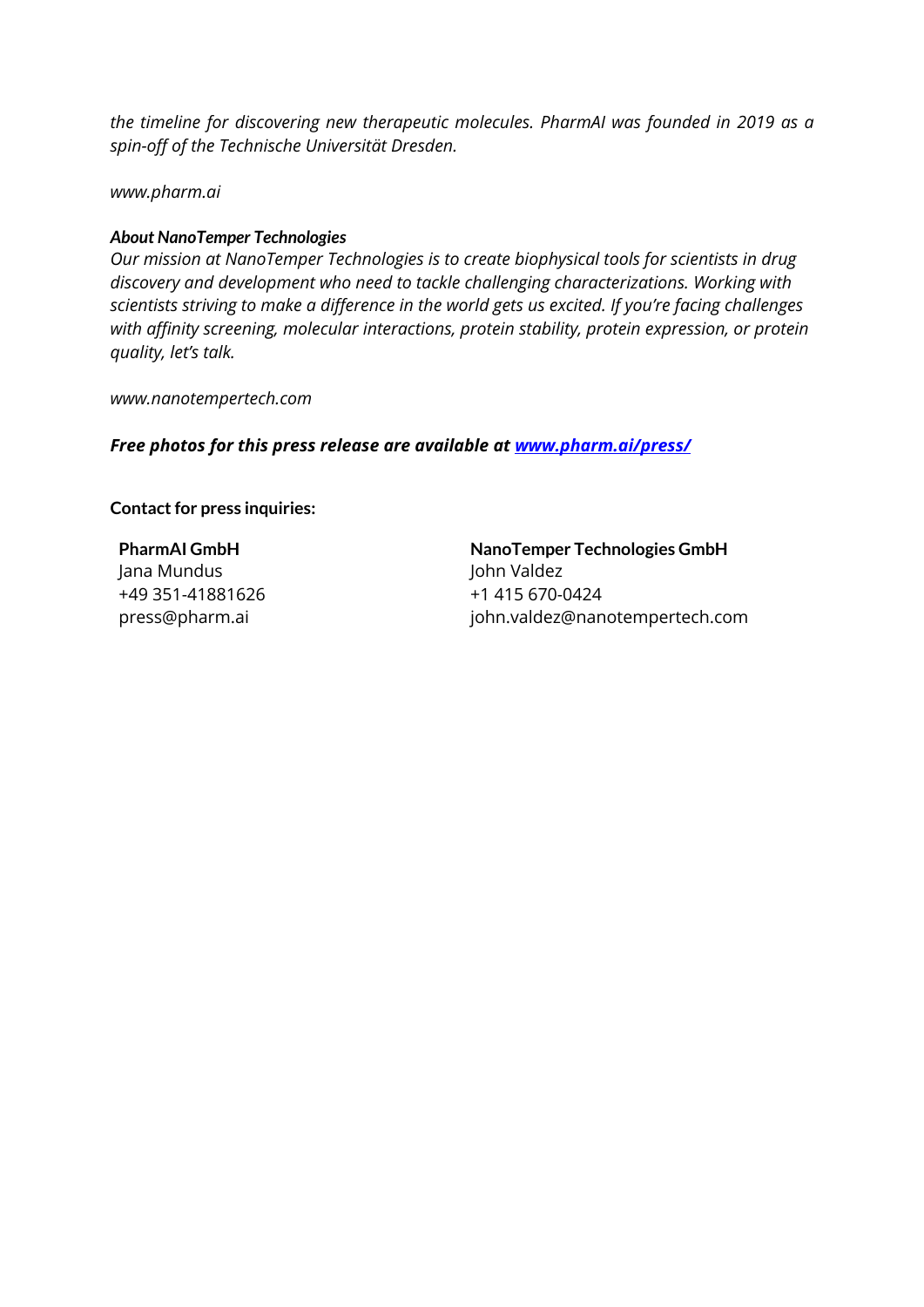*the timeline for discovering new therapeutic molecules. PharmAI was founded in 2019 as a spin-off of the Technische Universität Dresden.*

*www.pharm.ai*

***About NanoTemper Technologies***
*Our mission at NanoTemper Technologies is to create biophysical tools for scientists in drug discovery and development who need to tackle challenging characterizations. Working with scientists striving to make a difference in the world gets us excited. If you're facing challenges with affinity screening, molecular interactions, protein stability, protein expression, or protein quality, let's talk.*

*www.nanotempertech.com*

***Free photos for this press release are available at [www.pharm.ai/press/](www.pharm.ai/press/)***

**Contact for press inquiries:**

**PharmAI GmbH**
Jana Mundus
+49 351-41881626
press@pharm.ai

**NanoTemper Technologies GmbH**
John Valdez
+1 415 670-0424
john.valdez@nanotempertech.com